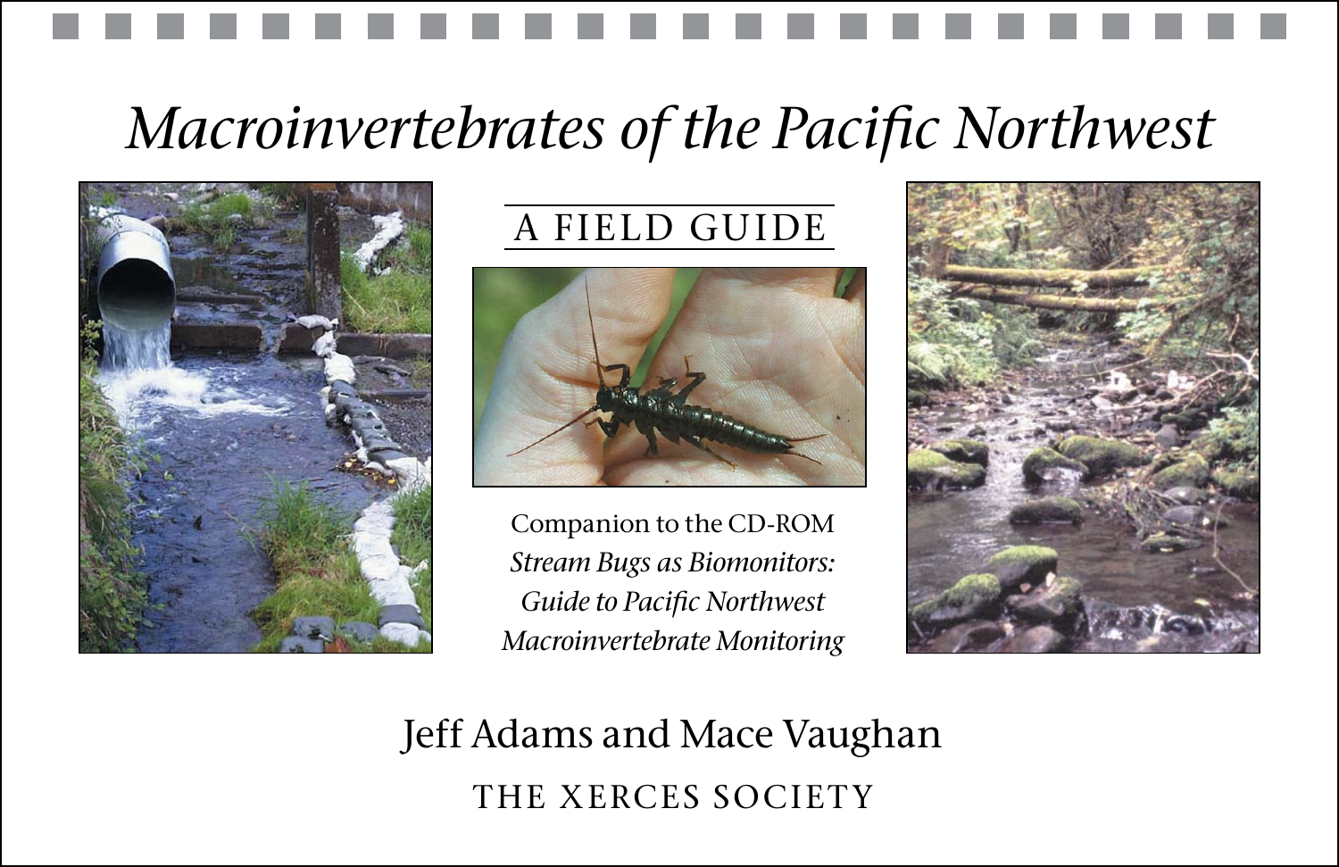# *Macroinvertebrates of the Pacific Northwest*

## A FIELD GUIDE

Companion to the CD-ROM
*Stream Bugs as Biomonitors: Guide to Pacific Northwest Macroinvertebrate Monitoring*

Jeff Adams and Mace Vaughan

THE XERCES SOCIETY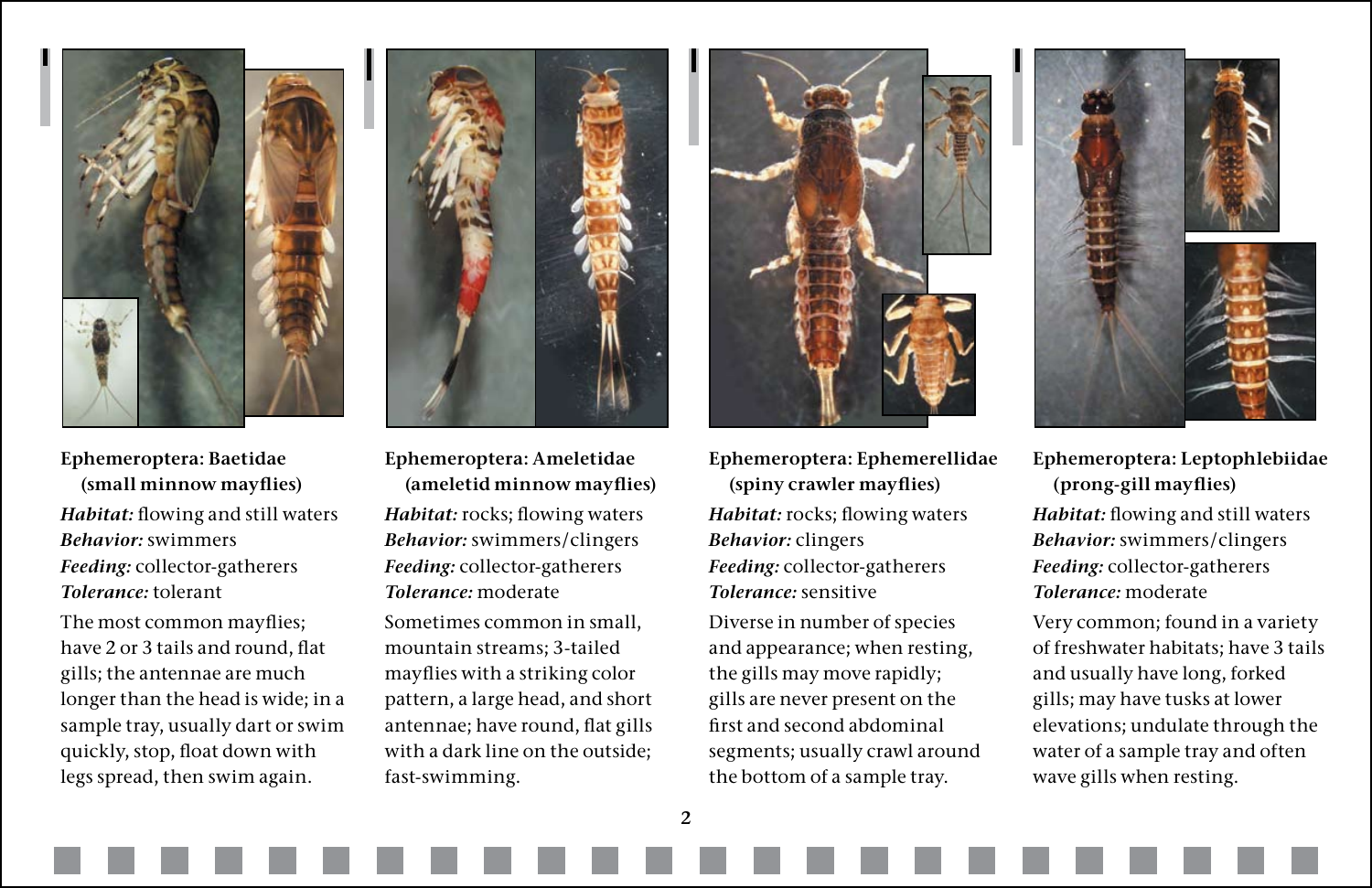### Ephemeroptera: Baetidae (small minnow mayflies)

***Habitat:*** flowing and still waters
***Behavior:*** swimmers
***Feeding:*** collector-gatherers
***Tolerance:*** tolerant

The most common mayflies; have 2 or 3 tails and round, flat gills; the antennae are much longer than the head is wide; in a sample tray, usually dart or swim quickly, stop, float down with legs spread, then swim again.

### Ephemeroptera: Ameletidae (ameletid minnow mayflies)

***Habitat:*** rocks; flowing waters
***Behavior:*** swimmers/clingers
***Feeding:*** collector-gatherers
***Tolerance:*** moderate

Sometimes common in small, mountain streams; 3-tailed mayflies with a striking color pattern, a large head, and short antennae; have round, flat gills with a dark line on the outside; fast-swimming.

### Ephemeroptera: Ephemerellidae (spiny crawler mayflies)

***Habitat:*** rocks; flowing waters
***Behavior:*** clingers
***Feeding:*** collector-gatherers
***Tolerance:*** sensitive

Diverse in number of species and appearance; when resting, the gills may move rapidly; gills are never present on the first and second abdominal segments; usually crawl around the bottom of a sample tray.

### Ephemeroptera: Leptophlebiidae (prong-gill mayflies)

***Habitat:*** flowing and still waters
***Behavior:*** swimmers/clingers
***Feeding:*** collector-gatherers
***Tolerance:*** moderate

Very common; found in a variety of freshwater habitats; have 3 tails and usually have long, forked gills; may have tusks at lower elevations; undulate through the water of a sample tray and often wave gills when resting.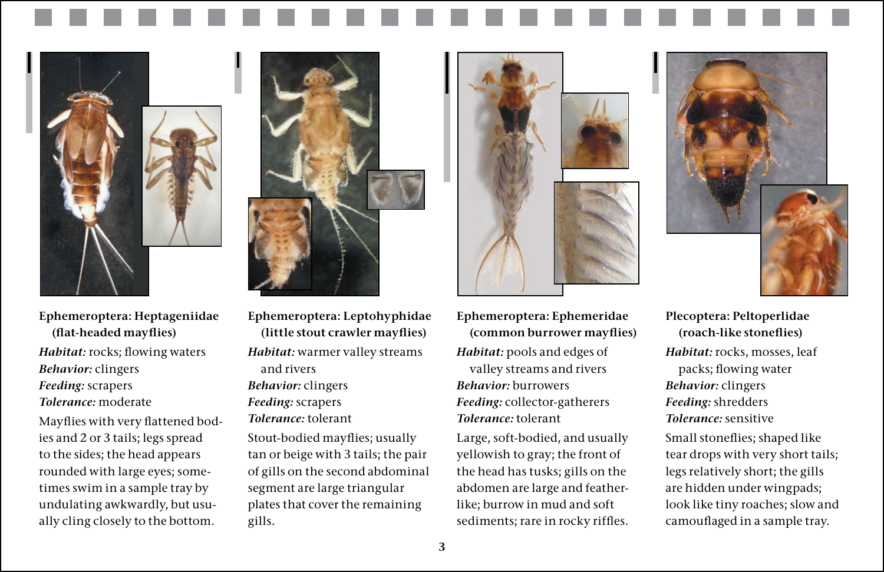**Ephemeroptera: Heptageniidae (flat-headed mayflies)**

***Habitat:*** rocks; flowing waters
***Behavior:*** clingers
***Feeding:*** scrapers
***Tolerance:*** moderate

Mayflies with very flattened bodies and 2 or 3 tails; legs spread to the sides; the head appears rounded with large eyes; sometimes swim in a sample tray by undulating awkwardly, but usually cling closely to the bottom.

**Ephemeroptera: Leptohyphidae (little stout crawler mayflies)**

***Habitat:*** warmer valley streams and rivers
***Behavior:*** clingers
***Feeding:*** scrapers
***Tolerance:*** tolerant

Stout-bodied mayflies; usually tan or beige with 3 tails; the pair of gills on the second abdominal segment are large triangular plates that cover the remaining gills.

**Ephemeroptera: Ephemeridae (common burrower mayflies)**

***Habitat:*** pools and edges of valley streams and rivers
***Behavior:*** burrowers
***Feeding:*** collector-gatherers
***Tolerance:*** tolerant

Large, soft-bodied, and usually yellowish to gray; the front of the head has tusks; gills on the abdomen are large and feather-like; burrow in mud and soft sediments; rare in rocky riffles.

**Plecoptera: Peltoperlidae (roach-like stoneflies)**

***Habitat:*** rocks, mosses, leaf packs; flowing water
***Behavior:*** clingers
***Feeding:*** shredders
***Tolerance:*** sensitive

Small stoneflies; shaped like tear drops with very short tails; legs relatively short; the gills are hidden under wingpads; look like tiny roaches; slow and camouflaged in a sample tray.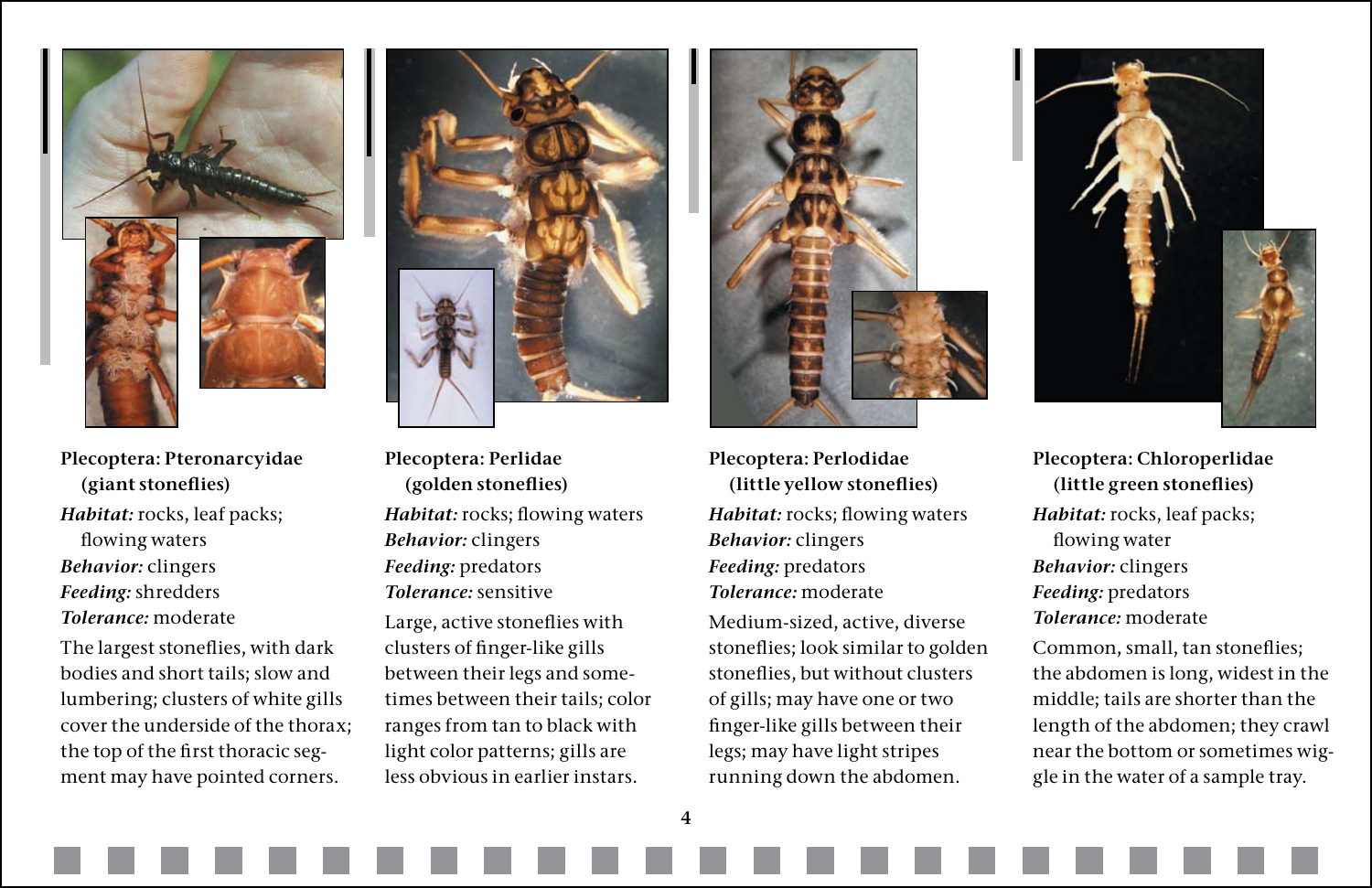**Plecoptera: Pteronarcyidae (giant stoneflies)**

***Habitat:*** rocks, leaf packs; flowing waters
***Behavior:*** clingers
***Feeding:*** shredders
***Tolerance:*** moderate

The largest stoneflies, with dark bodies and short tails; slow and lumbering; clusters of white gills cover the underside of the thorax; the top of the first thoracic segment may have pointed corners.

**Plecoptera: Perlidae (golden stoneflies)**

***Habitat:*** rocks; flowing waters
***Behavior:*** clingers
***Feeding:*** predators
***Tolerance:*** sensitive

Large, active stoneflies with clusters of finger-like gills between their legs and sometimes between their tails; color ranges from tan to black with light color patterns; gills are less obvious in earlier instars.

**Plecoptera: Perlodidae (little yellow stoneflies)**

***Habitat:*** rocks; flowing waters
***Behavior:*** clingers
***Feeding:*** predators
***Tolerance:*** moderate

Medium-sized, active, diverse stoneflies; look similar to golden stoneflies, but without clusters of gills; may have one or two finger-like gills between their legs; may have light stripes running down the abdomen.

**Plecoptera: Chloroperlidae (little green stoneflies)**

***Habitat:*** rocks, leaf packs; flowing water
***Behavior:*** clingers
***Feeding:*** predators
***Tolerance:*** moderate

Common, small, tan stoneflies; the abdomen is long, widest in the middle; tails are shorter than the length of the abdomen; they crawl near the bottom or sometimes wiggle in the water of a sample tray.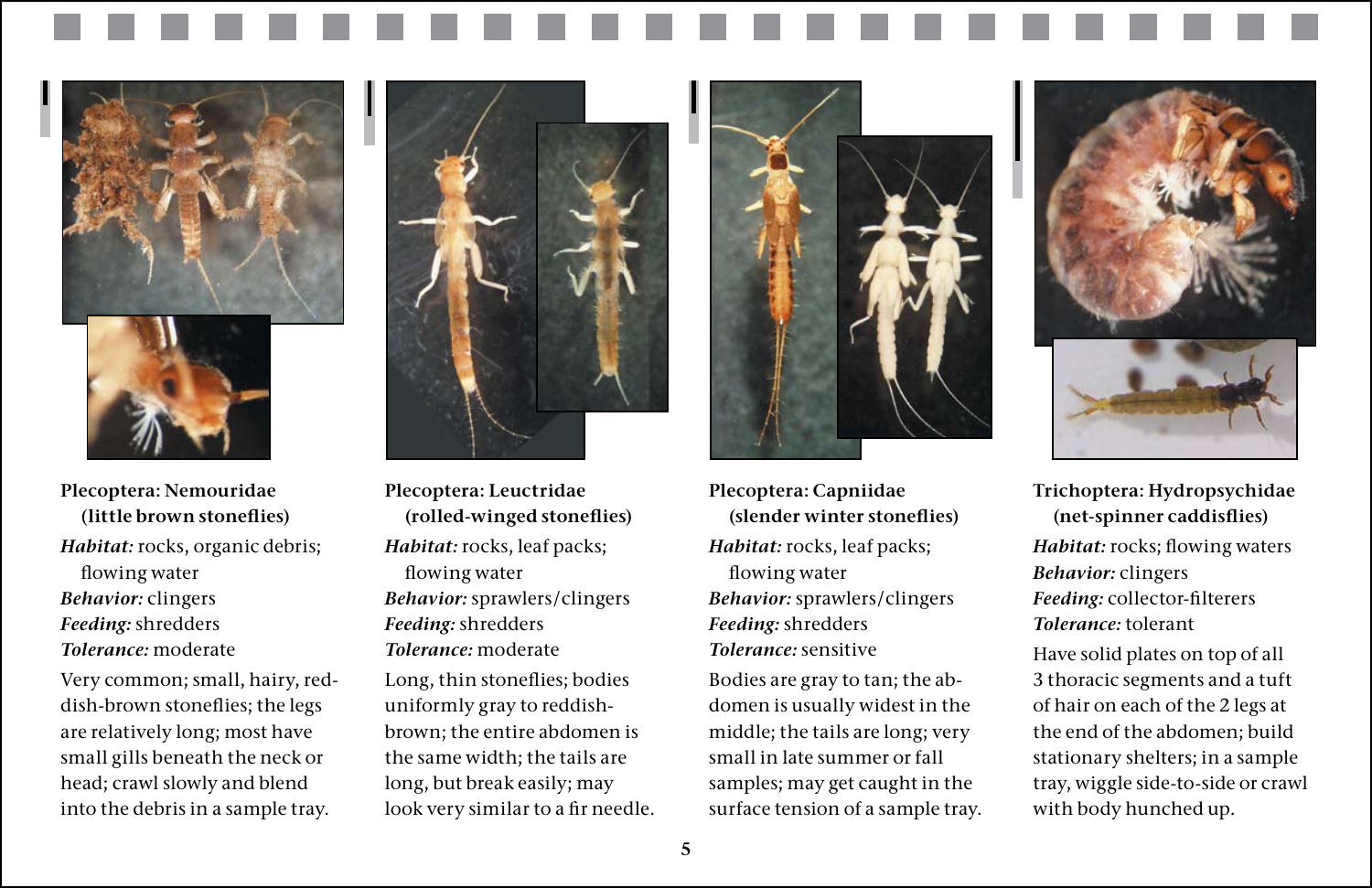**Plecoptera: Nemouridae (little brown stoneflies)**

***Habitat:*** rocks, organic debris; flowing water
***Behavior:*** clingers
***Feeding:*** shredders
***Tolerance:*** moderate

Very common; small, hairy, reddish-brown stoneflies; the legs are relatively long; most have small gills beneath the neck or head; crawl slowly and blend into the debris in a sample tray.

**Plecoptera: Leuctridae (rolled-winged stoneflies)**

***Habitat:*** rocks, leaf packs; flowing water
***Behavior:*** sprawlers/clingers
***Feeding:*** shredders
***Tolerance:*** moderate

Long, thin stoneflies; bodies uniformly gray to reddish-brown; the entire abdomen is the same width; the tails are long, but break easily; may look very similar to a fir needle.

**Plecoptera: Capniidae (slender winter stoneflies)**

***Habitat:*** rocks, leaf packs; flowing water
***Behavior:*** sprawlers/clingers
***Feeding:*** shredders
***Tolerance:*** sensitive

Bodies are gray to tan; the abdomen is usually widest in the middle; the tails are long; very small in late summer or fall samples; may get caught in the surface tension of a sample tray.

**Trichoptera: Hydropsychidae (net-spinner caddisflies)**

***Habitat:*** rocks; flowing waters
***Behavior:*** clingers
***Feeding:*** collector-filterers
***Tolerance:*** tolerant

Have solid plates on top of all 3 thoracic segments and a tuft of hair on each of the 2 legs at the end of the abdomen; build stationary shelters; in a sample tray, wiggle side-to-side or crawl with body hunched up.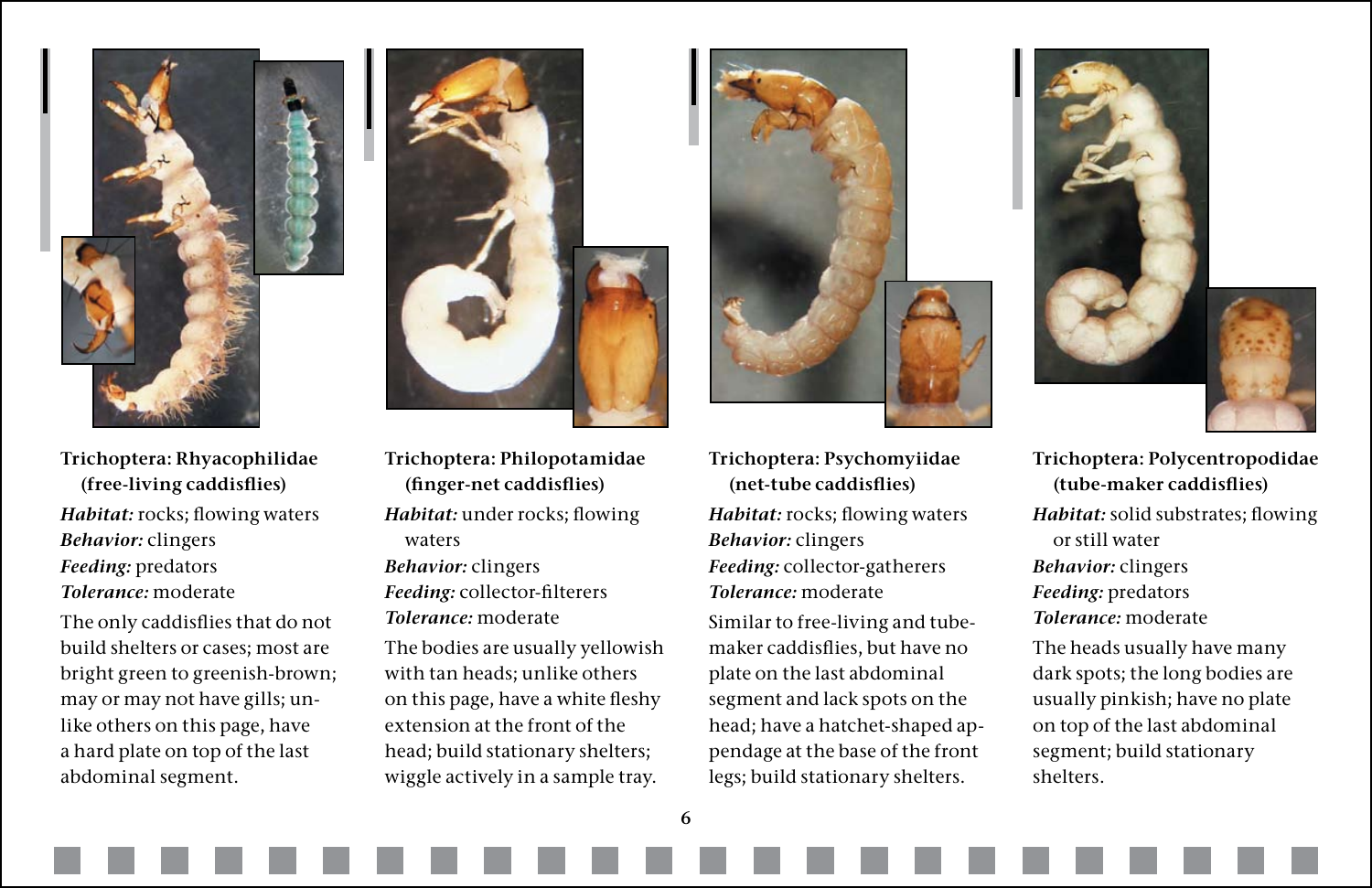**Trichoptera: Rhyacophilidae (free-living caddisflies)**

***Habitat:*** rocks; flowing waters
***Behavior:*** clingers
***Feeding:*** predators
***Tolerance:*** moderate

The only caddisflies that do not build shelters or cases; most are bright green to greenish-brown; may or may not have gills; unlike others on this page, have a hard plate on top of the last abdominal segment.

**Trichoptera: Philopotamidae (finger-net caddisflies)**

***Habitat:*** under rocks; flowing waters
***Behavior:*** clingers
***Feeding:*** collector-filterers
***Tolerance:*** moderate

The bodies are usually yellowish with tan heads; unlike others on this page, have a white fleshy extension at the front of the head; build stationary shelters; wiggle actively in a sample tray.

**Trichoptera: Psychomyiidae (net-tube caddisflies)**

***Habitat:*** rocks; flowing waters
***Behavior:*** clingers
***Feeding:*** collector-gatherers
***Tolerance:*** moderate

Similar to free-living and tube-maker caddisflies, but have no plate on the last abdominal segment and lack spots on the head; have a hatchet-shaped appendage at the base of the front legs; build stationary shelters.

**Trichoptera: Polycentropodidae (tube-maker caddisflies)**

***Habitat:*** solid substrates; flowing or still water
***Behavior:*** clingers
***Feeding:*** predators
***Tolerance:*** moderate

The heads usually have many dark spots; the long bodies are usually pinkish; have no plate on top of the last abdominal segment; build stationary shelters.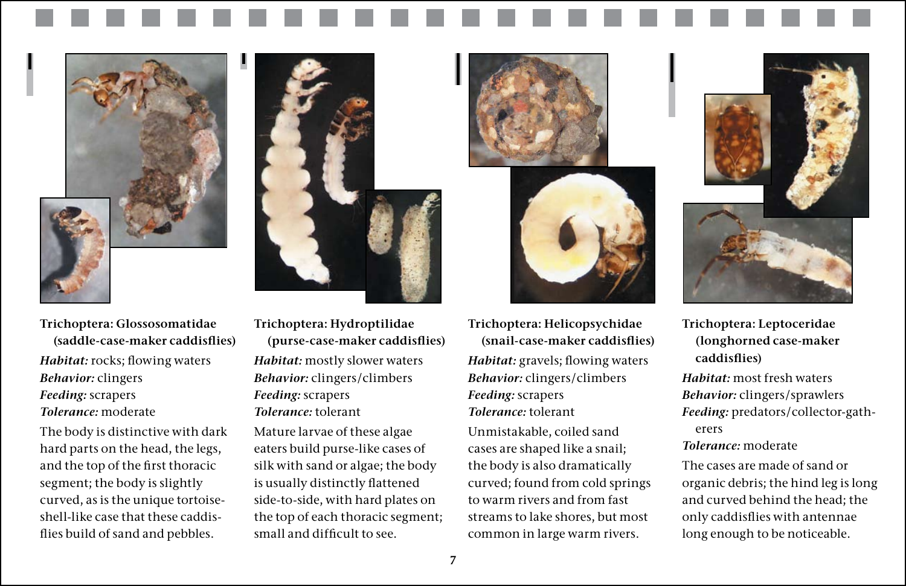**Trichoptera: Glossosomatidae (saddle-case-maker caddisflies)**

***Habitat:*** rocks; flowing waters
***Behavior:*** clingers
***Feeding:*** scrapers
***Tolerance:*** moderate

The body is distinctive with dark hard parts on the head, the legs, and the top of the first thoracic segment; the body is slightly curved, as is the unique tortoise-shell-like case that these caddisflies build of sand and pebbles.

**Trichoptera: Hydroptilidae (purse-case-maker caddisflies)**

***Habitat:*** mostly slower waters
***Behavior:*** clingers/climbers
***Feeding:*** scrapers
***Tolerance:*** tolerant

Mature larvae of these algae eaters build purse-like cases of silk with sand or algae; the body is usually distinctly flattened side-to-side, with hard plates on the top of each thoracic segment; small and difficult to see.

**Trichoptera: Helicopsychidae (snail-case-maker caddisflies)**

***Habitat:*** gravels; flowing waters
***Behavior:*** clingers/climbers
***Feeding:*** scrapers
***Tolerance:*** tolerant

Unmistakable, coiled sand cases are shaped like a snail; the body is also dramatically curved; found from cold springs to warm rivers and from fast streams to lake shores, but most common in large warm rivers.

**Trichoptera: Leptoceridae (longhorned case-maker caddisflies)**

***Habitat:*** most fresh waters
***Behavior:*** clingers/sprawlers
***Feeding:*** predators/collector-gatherers
***Tolerance:*** moderate

The cases are made of sand or organic debris; the hind leg is long and curved behind the head; the only caddisflies with antennae long enough to be noticeable.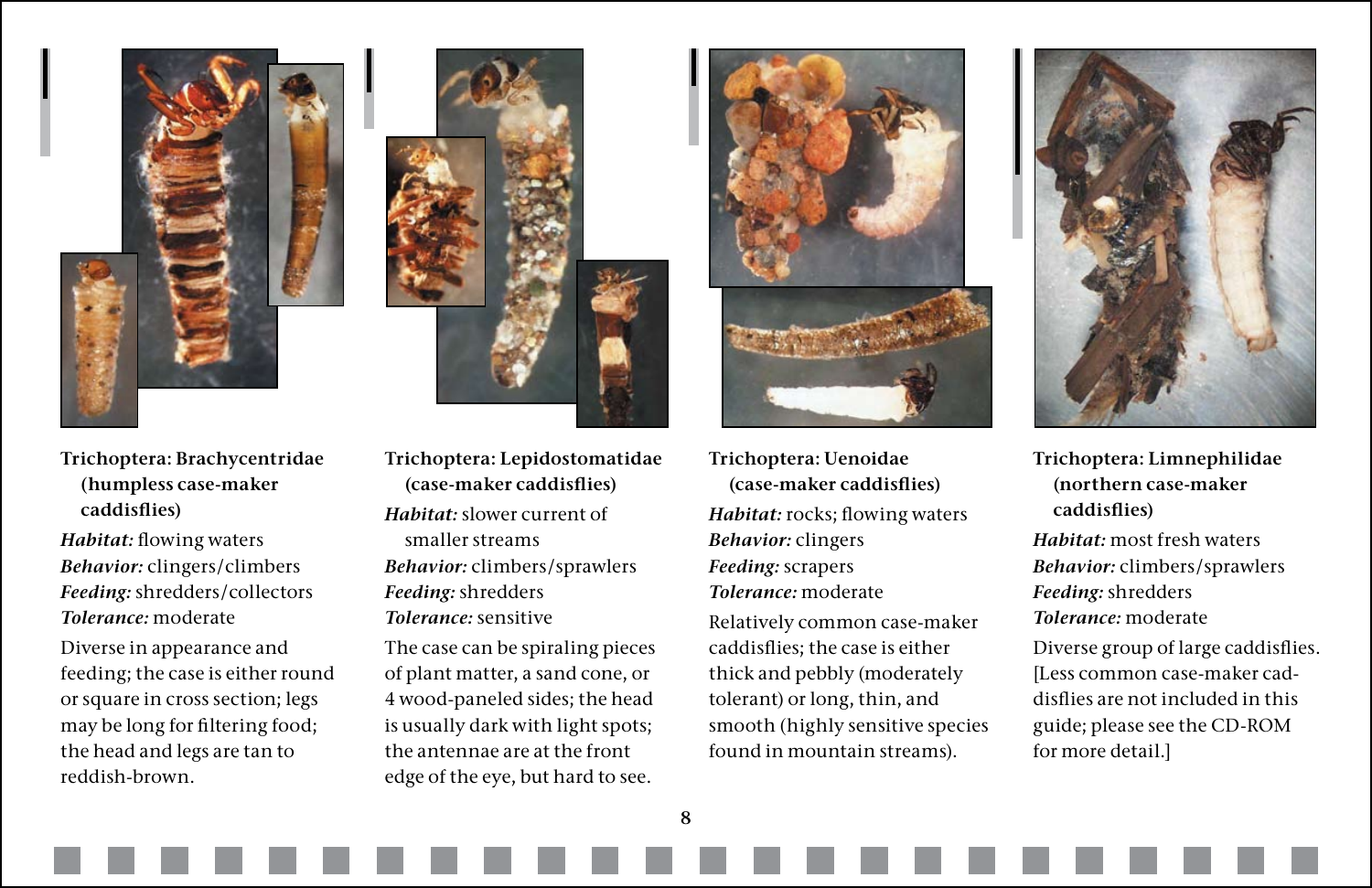**Trichoptera: Brachycentridae (humpless case-maker caddisflies)**

***Habitat:*** flowing waters
***Behavior:*** clingers/climbers
***Feeding:*** shredders/collectors
***Tolerance:*** moderate

Diverse in appearance and feeding; the case is either round or square in cross section; legs may be long for filtering food; the head and legs are tan to reddish-brown.

**Trichoptera: Lepidostomatidae (case-maker caddisflies)**

***Habitat:*** slower current of smaller streams
***Behavior:*** climbers/sprawlers
***Feeding:*** shredders
***Tolerance:*** sensitive

The case can be spiraling pieces of plant matter, a sand cone, or 4 wood-paneled sides; the head is usually dark with light spots; the antennae are at the front edge of the eye, but hard to see.

**Trichoptera: Uenoidae (case-maker caddisflies)**

***Habitat:*** rocks; flowing waters
***Behavior:*** clingers
***Feeding:*** scrapers
***Tolerance:*** moderate

Relatively common case-maker caddisflies; the case is either thick and pebbly (moderately tolerant) or long, thin, and smooth (highly sensitive species found in mountain streams).

**Trichoptera: Limnephilidae (northern case-maker caddisflies)**

***Habitat:*** most fresh waters
***Behavior:*** climbers/sprawlers
***Feeding:*** shredders
***Tolerance:*** moderate

Diverse group of large caddisflies. [Less common case-maker caddisflies are not included in this guide; please see the CD-ROM for more detail.]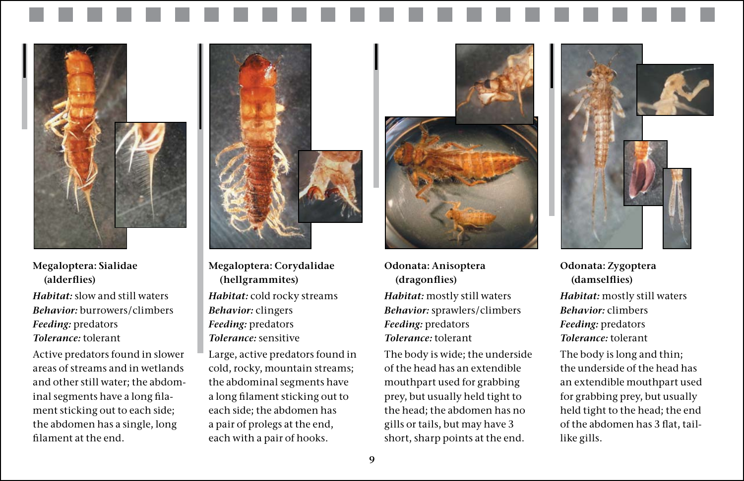**Megaloptera: Sialidae (alderflies)**

***Habitat:*** slow and still waters
***Behavior:*** burrowers/climbers
***Feeding:*** predators
***Tolerance:*** tolerant

Active predators found in slower areas of streams and in wetlands and other still water; the abdominal segments have a long filament sticking out to each side; the abdomen has a single, long filament at the end.

**Megaloptera: Corydalidae (hellgrammites)**

***Habitat:*** cold rocky streams
***Behavior:*** clingers
***Feeding:*** predators
***Tolerance:*** sensitive

Large, active predators found in cold, rocky, mountain streams; the abdominal segments have a long filament sticking out to each side; the abdomen has a pair of prolegs at the end, each with a pair of hooks.

**Odonata: Anisoptera (dragonflies)**

***Habitat:*** mostly still waters
***Behavior:*** sprawlers/climbers
***Feeding:*** predators
***Tolerance:*** tolerant

The body is wide; the underside of the head has an extendible mouthpart used for grabbing prey, but usually held tight to the head; the abdomen has no gills or tails, but may have 3 short, sharp points at the end.

**Odonata: Zygoptera (damselflies)**

***Habitat:*** mostly still waters
***Behavior:*** climbers
***Feeding:*** predators
***Tolerance:*** tolerant

The body is long and thin; the underside of the head has an extendible mouthpart used for grabbing prey, but usually held tight to the head; the end of the abdomen has 3 flat, tail-like gills.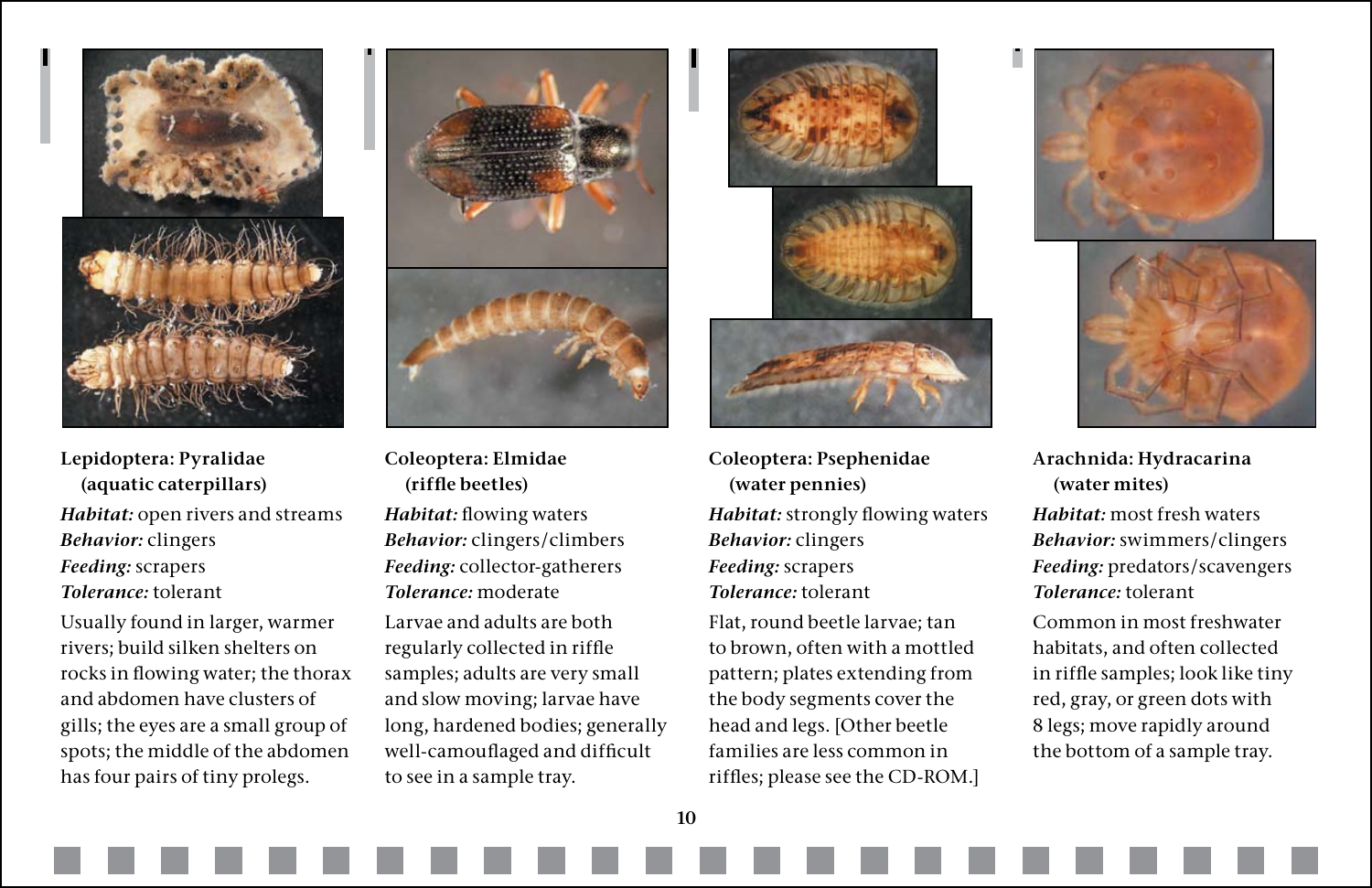**Lepidoptera: Pyralidae (aquatic caterpillars)**

***Habitat:*** open rivers and streams
***Behavior:*** clingers
***Feeding:*** scrapers
***Tolerance:*** tolerant

Usually found in larger, warmer rivers; build silken shelters on rocks in flowing water; the thorax and abdomen have clusters of gills; the eyes are a small group of spots; the middle of the abdomen has four pairs of tiny prolegs.

**Coleoptera: Elmidae (riffle beetles)**

***Habitat:*** flowing waters
***Behavior:*** clingers/climbers
***Feeding:*** collector-gatherers
***Tolerance:*** moderate

Larvae and adults are both regularly collected in riffle samples; adults are very small and slow moving; larvae have long, hardened bodies; generally well-camouflaged and difficult to see in a sample tray.

**Coleoptera: Psephenidae (water pennies)**

***Habitat:*** strongly flowing waters
***Behavior:*** clingers
***Feeding:*** scrapers
***Tolerance:*** tolerant

Flat, round beetle larvae; tan to brown, often with a mottled pattern; plates extending from the body segments cover the head and legs. [Other beetle families are less common in riffles; please see the CD-ROM.]

**Arachnida: Hydracarina (water mites)**

***Habitat:*** most fresh waters
***Behavior:*** swimmers/clingers
***Feeding:*** predators/scavengers
***Tolerance:*** tolerant

Common in most freshwater habitats, and often collected in riffle samples; look like tiny red, gray, or green dots with 8 legs; move rapidly around the bottom of a sample tray.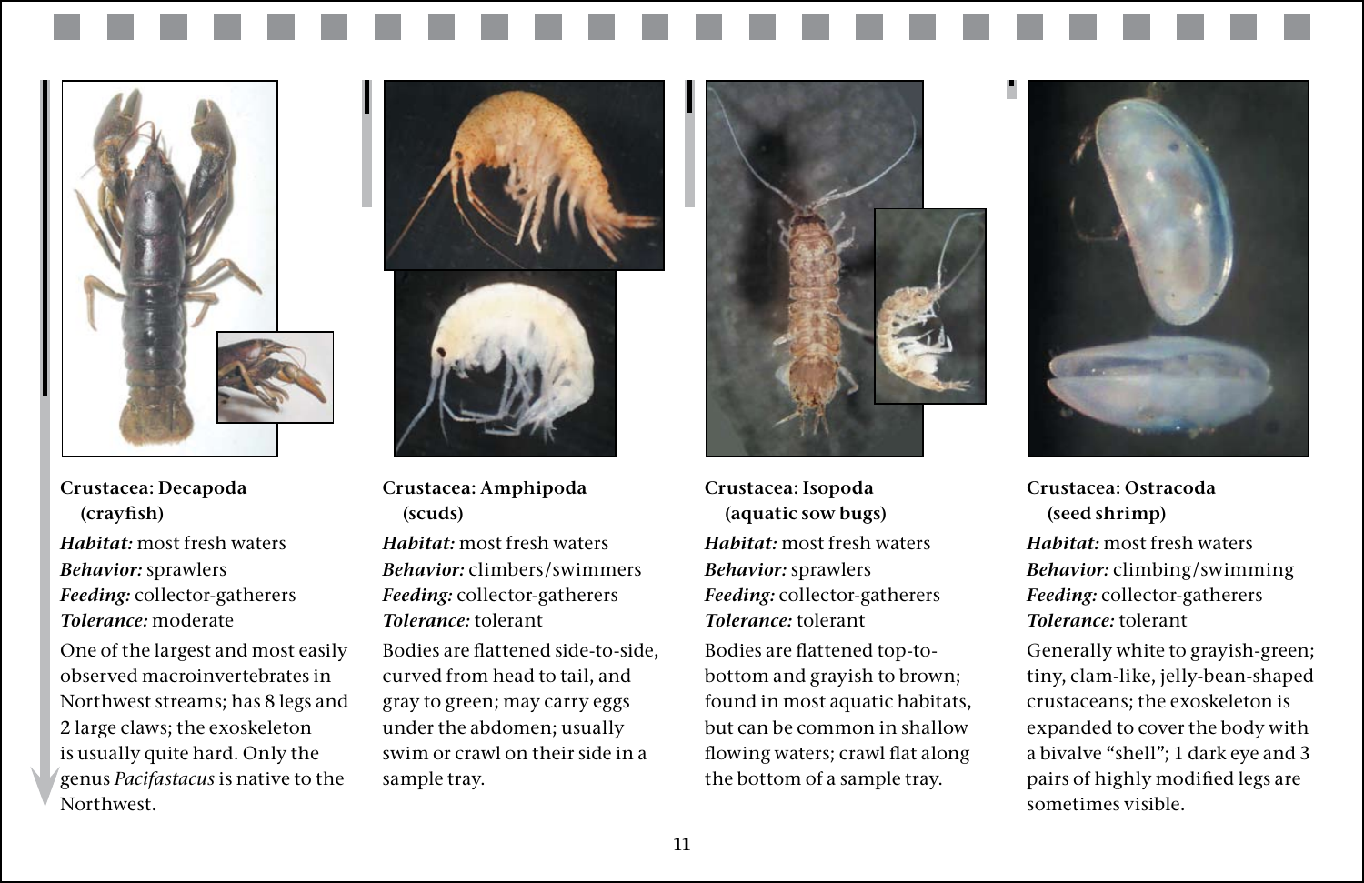### Crustacea: Decapoda (crayfish)

***Habitat:*** most fresh waters
***Behavior:*** sprawlers
***Feeding:*** collector-gatherers
***Tolerance:*** moderate

One of the largest and most easily observed macroinvertebrates in Northwest streams; has 8 legs and 2 large claws; the exoskeleton is usually quite hard. Only the genus *Pacifastacus* is native to the Northwest.

### Crustacea: Amphipoda (scuds)

***Habitat:*** most fresh waters
***Behavior:*** climbers/swimmers
***Feeding:*** collector-gatherers
***Tolerance:*** tolerant

Bodies are flattened side-to-side, curved from head to tail, and gray to green; may carry eggs under the abdomen; usually swim or crawl on their side in a sample tray.

### Crustacea: Isopoda (aquatic sow bugs)

***Habitat:*** most fresh waters
***Behavior:*** sprawlers
***Feeding:*** collector-gatherers
***Tolerance:*** tolerant

Bodies are flattened top-to-bottom and grayish to brown; found in most aquatic habitats, but can be common in shallow flowing waters; crawl flat along the bottom of a sample tray.

### Crustacea: Ostracoda (seed shrimp)

***Habitat:*** most fresh waters
***Behavior:*** climbing/swimming
***Feeding:*** collector-gatherers
***Tolerance:*** tolerant

Generally white to grayish-green; tiny, clam-like, jelly-bean-shaped crustaceans; the exoskeleton is expanded to cover the body with a bivalve "shell"; 1 dark eye and 3 pairs of highly modified legs are sometimes visible.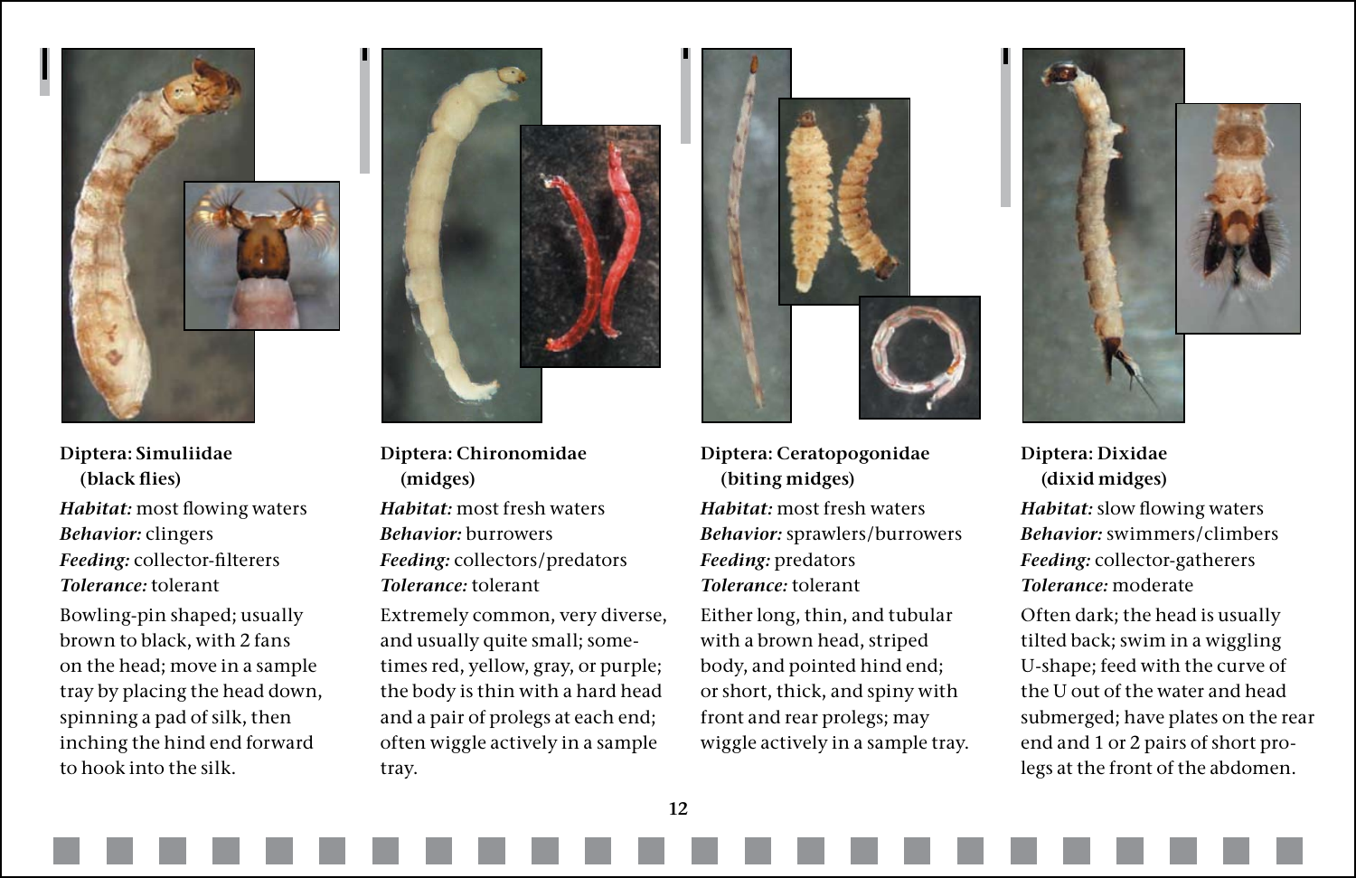**Diptera: Simuliidae (black flies)**

***Habitat:*** most flowing waters
***Behavior:*** clingers
***Feeding:*** collector-filterers
***Tolerance:*** tolerant

Bowling-pin shaped; usually brown to black, with 2 fans on the head; move in a sample tray by placing the head down, spinning a pad of silk, then inching the hind end forward to hook into the silk.

**Diptera: Chironomidae (midges)**

***Habitat:*** most fresh waters
***Behavior:*** burrowers
***Feeding:*** collectors/predators
***Tolerance:*** tolerant

Extremely common, very diverse, and usually quite small; sometimes red, yellow, gray, or purple; the body is thin with a hard head and a pair of prolegs at each end; often wiggle actively in a sample tray.

**Diptera: Ceratopogonidae (biting midges)**

***Habitat:*** most fresh waters
***Behavior:*** sprawlers/burrowers
***Feeding:*** predators
***Tolerance:*** tolerant

Either long, thin, and tubular with a brown head, striped body, and pointed hind end; or short, thick, and spiny with front and rear prolegs; may wiggle actively in a sample tray.

**Diptera: Dixidae (dixid midges)**

***Habitat:*** slow flowing waters
***Behavior:*** swimmers/climbers
***Feeding:*** collector-gatherers
***Tolerance:*** moderate

Often dark; the head is usually tilted back; swim in a wiggling U-shape; feed with the curve of the U out of the water and head submerged; have plates on the rear end and 1 or 2 pairs of short prolegs at the front of the abdomen.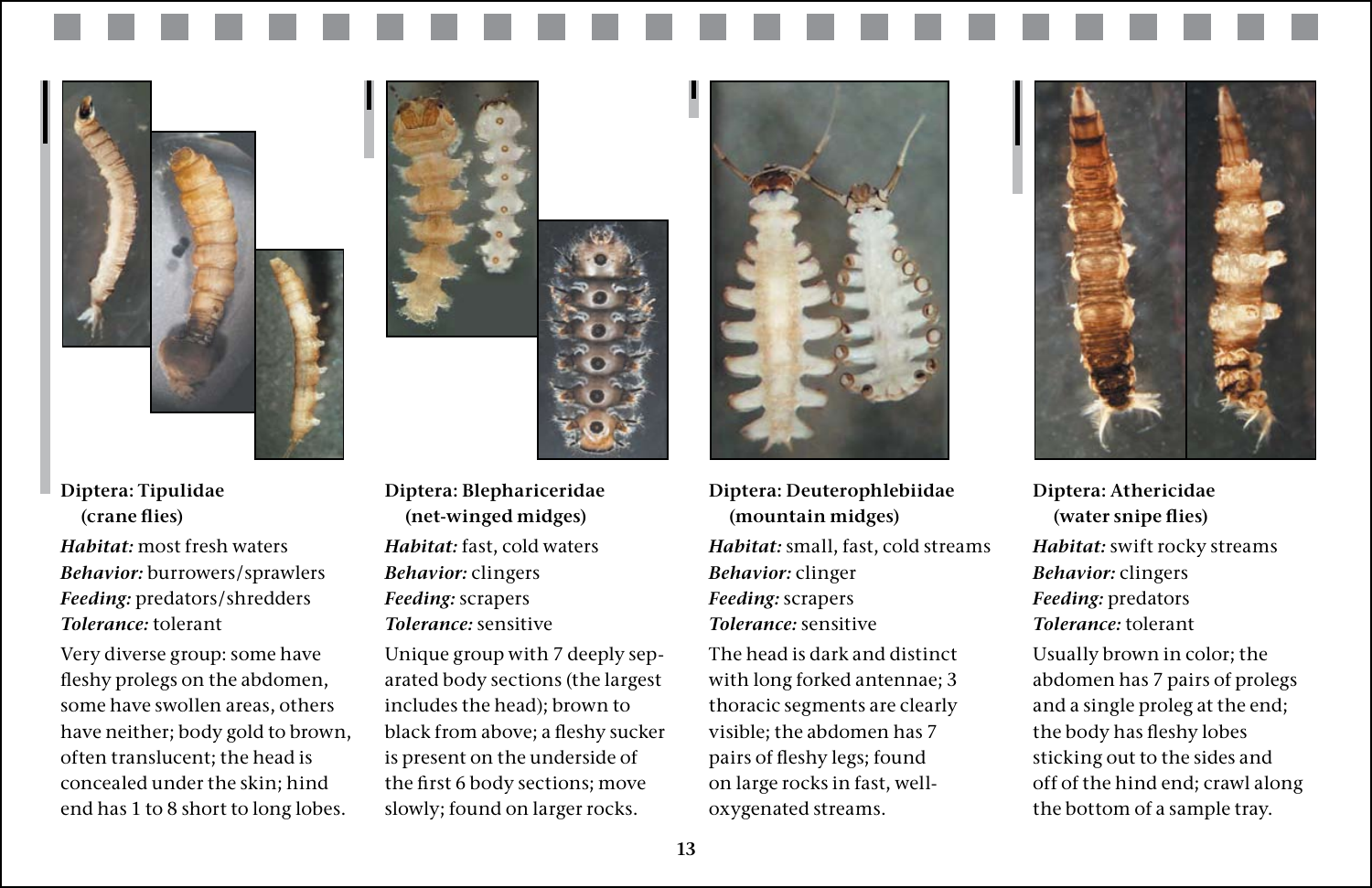### Diptera: Tipulidae (crane flies)

***Habitat:*** most fresh waters
***Behavior:*** burrowers/sprawlers
***Feeding:*** predators/shredders
***Tolerance:*** tolerant

Very diverse group: some have fleshy prolegs on the abdomen, some have swollen areas, others have neither; body gold to brown, often translucent; the head is concealed under the skin; hind end has 1 to 8 short to long lobes.

### Diptera: Blephariceridae (net-winged midges)

***Habitat:*** fast, cold waters
***Behavior:*** clingers
***Feeding:*** scrapers
***Tolerance:*** sensitive

Unique group with 7 deeply separated body sections (the largest includes the head); brown to black from above; a fleshy sucker is present on the underside of the first 6 body sections; move slowly; found on larger rocks.

### Diptera: Deuterophlebiidae (mountain midges)

***Habitat:*** small, fast, cold streams
***Behavior:*** clinger
***Feeding:*** scrapers
***Tolerance:*** sensitive

The head is dark and distinct with long forked antennae; 3 thoracic segments are clearly visible; the abdomen has 7 pairs of fleshy legs; found on large rocks in fast, well-oxygenated streams.

### Diptera: Athericidae (water snipe flies)

***Habitat:*** swift rocky streams
***Behavior:*** clingers
***Feeding:*** predators
***Tolerance:*** tolerant

Usually brown in color; the abdomen has 7 pairs of prolegs and a single proleg at the end; the body has fleshy lobes sticking out to the sides and off of the hind end; crawl along the bottom of a sample tray.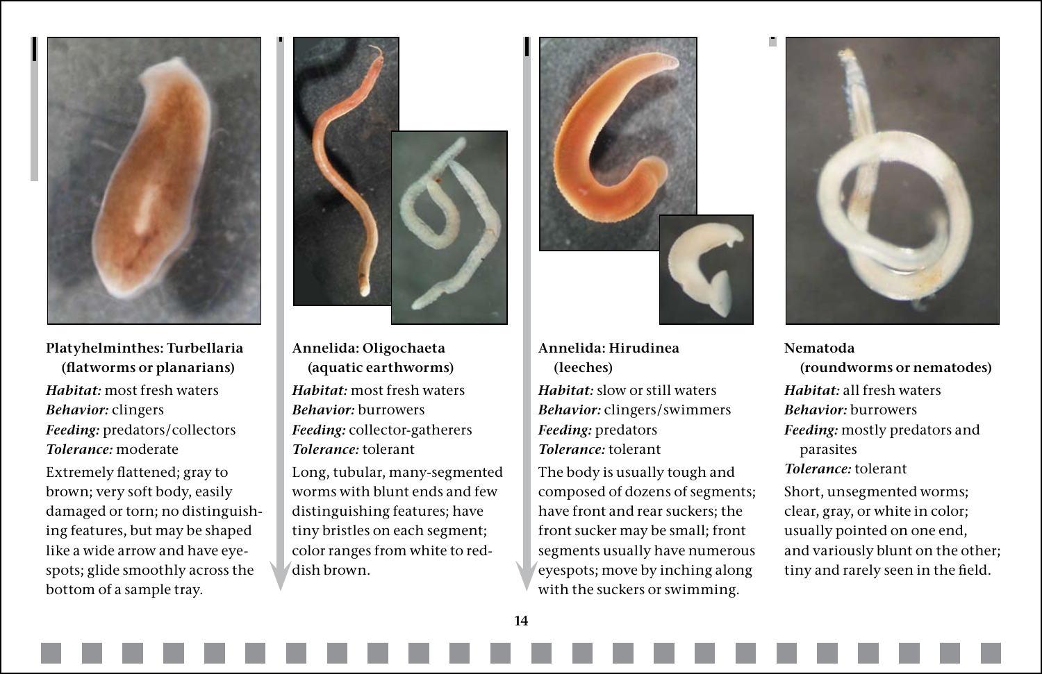**Platyhelminthes: Turbellaria (flatworms or planarians)**

***Habitat:*** most fresh waters
***Behavior:*** clingers
***Feeding:*** predators/collectors
***Tolerance:*** moderate

Extremely flattened; gray to brown; very soft body, easily damaged or torn; no distinguishing features, but may be shaped like a wide arrow and have eyespots; glide smoothly across the bottom of a sample tray.

**Annelida: Oligochaeta (aquatic earthworms)**

***Habitat:*** most fresh waters
***Behavior:*** burrowers
***Feeding:*** collector-gatherers
***Tolerance:*** tolerant

Long, tubular, many-segmented worms with blunt ends and few distinguishing features; have tiny bristles on each segment; color ranges from white to reddish brown.

**Annelida: Hirudinea (leeches)**

***Habitat:*** slow or still waters
***Behavior:*** clingers/swimmers
***Feeding:*** predators
***Tolerance:*** tolerant

The body is usually tough and composed of dozens of segments; have front and rear suckers; the front sucker may be small; front segments usually have numerous eyespots; move by inching along with the suckers or swimming.

**Nematoda (roundworms or nematodes)**

***Habitat:*** all fresh waters
***Behavior:*** burrowers
***Feeding:*** mostly predators and parasites
***Tolerance:*** tolerant

Short, unsegmented worms; clear, gray, or white in color; usually pointed on one end, and variously blunt on the other; tiny and rarely seen in the field.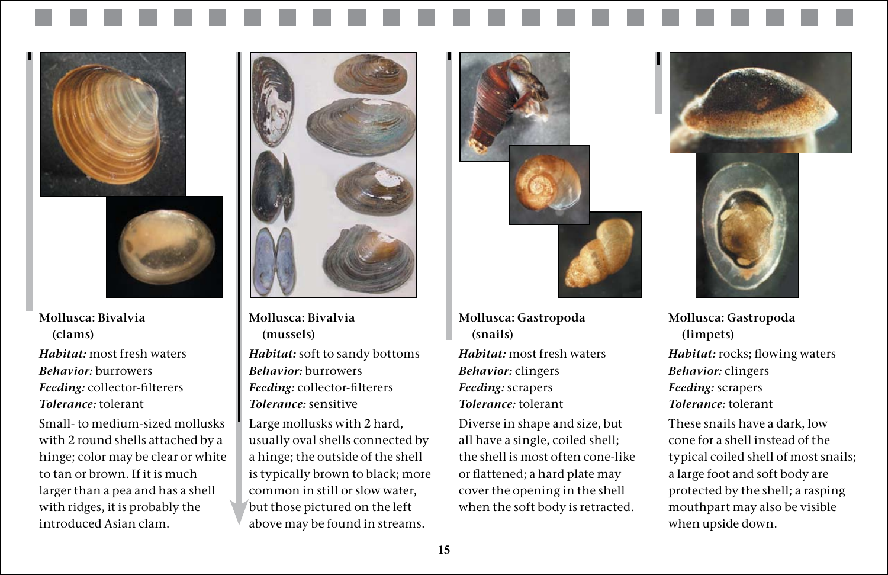**Mollusca: Bivalvia (clams)**

***Habitat:*** most fresh waters
***Behavior:*** burrowers
***Feeding:*** collector-filterers
***Tolerance:*** tolerant

Small- to medium-sized mollusks with 2 round shells attached by a hinge; color may be clear or white to tan or brown. If it is much larger than a pea and has a shell with ridges, it is probably the introduced Asian clam.

**Mollusca: Bivalvia (mussels)**

***Habitat:*** soft to sandy bottoms
***Behavior:*** burrowers
***Feeding:*** collector-filterers
***Tolerance:*** sensitive

Large mollusks with 2 hard, usually oval shells connected by a hinge; the outside of the shell is typically brown to black; more common in still or slow water, but those pictured on the left above may be found in streams.

**Mollusca: Gastropoda (snails)**

***Habitat:*** most fresh waters
***Behavior:*** clingers
***Feeding:*** scrapers
***Tolerance:*** tolerant

Diverse in shape and size, but all have a single, coiled shell; the shell is most often cone-like or flattened; a hard plate may cover the opening in the shell when the soft body is retracted.

**Mollusca: Gastropoda (limpets)**

***Habitat:*** rocks; flowing waters
***Behavior:*** clingers
***Feeding:*** scrapers
***Tolerance:*** tolerant

These snails have a dark, low cone for a shell instead of the typical coiled shell of most snails; a large foot and soft body are protected by the shell; a rasping mouthpart may also be visible when upside down.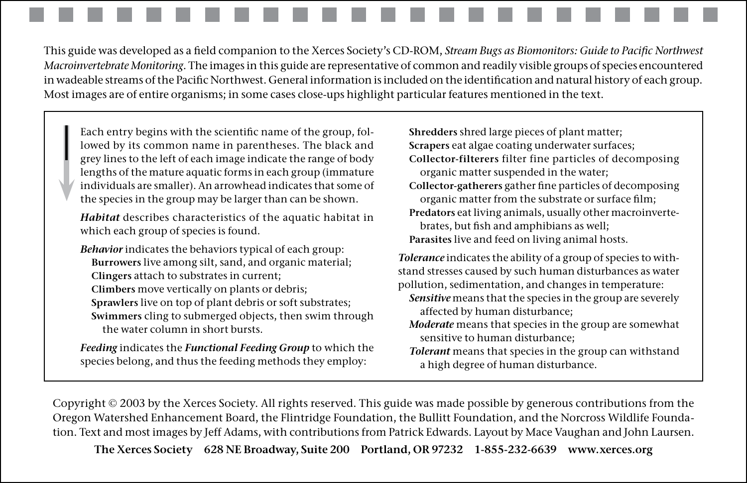This guide was developed as a field companion to the Xerces Society's CD-ROM, *Stream Bugs as Biomonitors: Guide to Pacific Northwest Macroinvertebrate Monitoring*. The images in this guide are representative of common and readily visible groups of species encountered in wadeable streams of the Pacific Northwest. General information is included on the identification and natural history of each group. Most images are of entire organisms; in some cases close-ups highlight particular features mentioned in the text.

Each entry begins with the scientific name of the group, followed by its common name in parentheses. The black and grey lines to the left of each image indicate the range of body lengths of the mature aquatic forms in each group (immature individuals are smaller). An arrowhead indicates that some of the species in the group may be larger than can be shown.

***Habitat*** describes characteristics of the aquatic habitat in which each group of species is found.

***Behavior*** indicates the behaviors typical of each group:

- **Burrowers** live among silt, sand, and organic material;
- **Clingers** attach to substrates in current;
- **Climbers** move vertically on plants or debris;
- **Sprawlers** live on top of plant debris or soft substrates;
- **Swimmers** cling to submerged objects, then swim through the water column in short bursts.

***Feeding*** indicates the ***Functional Feeding Group*** to which the species belong, and thus the feeding methods they employ:

- **Shredders** shred large pieces of plant matter;
- **Scrapers** eat algae coating underwater surfaces;
- **Collector-filterers** filter fine particles of decomposing organic matter suspended in the water;
- **Collector-gatherers** gather fine particles of decomposing organic matter from the substrate or surface film;
- **Predators** eat living animals, usually other macroinvertebrates, but fish and amphibians as well;
- **Parasites** live and feed on living animal hosts.

***Tolerance*** indicates the ability of a group of species to withstand stresses caused by such human disturbances as water pollution, sedimentation, and changes in temperature:

- ***Sensitive*** means that the species in the group are severely affected by human disturbance;
- ***Moderate*** means that species in the group are somewhat sensitive to human disturbance;
- ***Tolerant*** means that species in the group can withstand a high degree of human disturbance.

Copyright © 2003 by the Xerces Society. All rights reserved. This guide was made possible by generous contributions from the Oregon Watershed Enhancement Board, the Flintridge Foundation, the Bullitt Foundation, and the Norcross Wildlife Foundation. Text and most images by Jeff Adams, with contributions from Patrick Edwards. Layout by Mace Vaughan and John Laursen.

**The Xerces Society 628 NE Broadway, Suite 200 Portland, OR 97232 1-855-232-6639 www.xerces.org**